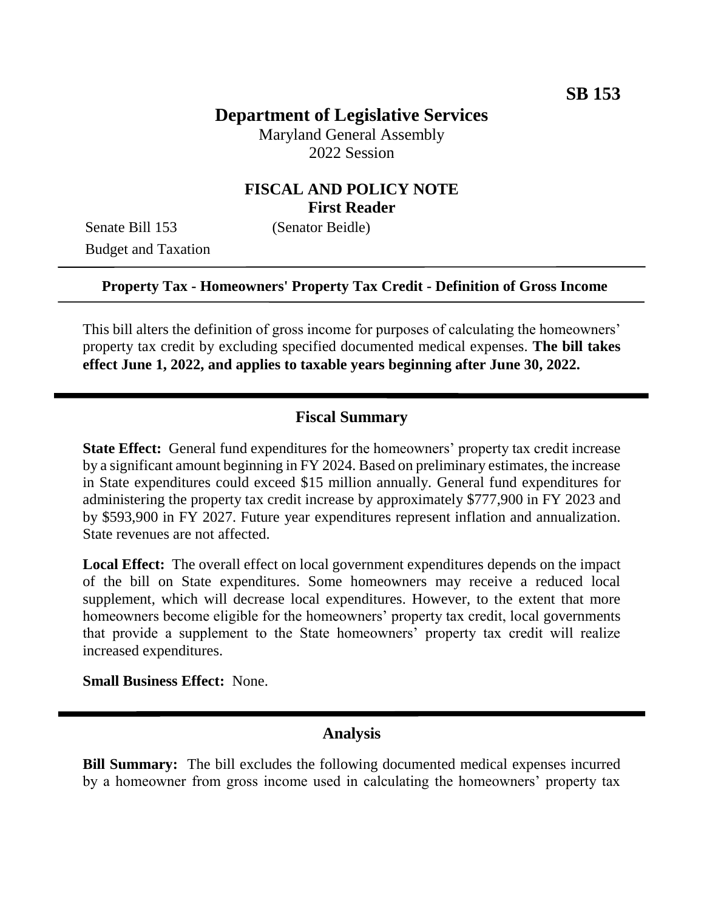**SB 153**

# Department of Legislative Services

Maryland General Assembly
2022 Session

## FISCAL AND POLICY NOTE
**First Reader**

Senate Bill 153 (Senator Beidle)
Budget and Taxation

---

**Property Tax - Homeowners' Property Tax Credit - Definition of Gross Income**

---

This bill alters the definition of gross income for purposes of calculating the homeowners' property tax credit by excluding specified documented medical expenses. **The bill takes effect June 1, 2022, and applies to taxable years beginning after June 30, 2022.**

---

## Fiscal Summary

**State Effect:** General fund expenditures for the homeowners' property tax credit increase by a significant amount beginning in FY 2024. Based on preliminary estimates, the increase in State expenditures could exceed $15 million annually. General fund expenditures for administering the property tax credit increase by approximately $777,900 in FY 2023 and by $593,900 in FY 2027. Future year expenditures represent inflation and annualization. State revenues are not affected.

**Local Effect:** The overall effect on local government expenditures depends on the impact of the bill on State expenditures. Some homeowners may receive a reduced local supplement, which will decrease local expenditures. However, to the extent that more homeowners become eligible for the homeowners' property tax credit, local governments that provide a supplement to the State homeowners' property tax credit will realize increased expenditures.

**Small Business Effect:** None.

---

## Analysis

**Bill Summary:** The bill excludes the following documented medical expenses incurred by a homeowner from gross income used in calculating the homeowners' property tax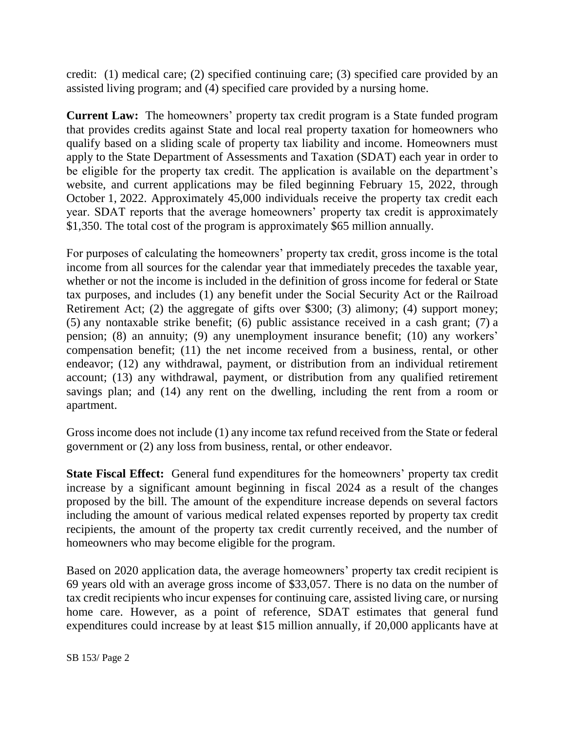credit: (1) medical care; (2) specified continuing care; (3) specified care provided by an assisted living program; and (4) specified care provided by a nursing home.

**Current Law:** The homeowners' property tax credit program is a State funded program that provides credits against State and local real property taxation for homeowners who qualify based on a sliding scale of property tax liability and income. Homeowners must apply to the State Department of Assessments and Taxation (SDAT) each year in order to be eligible for the property tax credit. The application is available on the department's website, and current applications may be filed beginning February 15, 2022, through October 1, 2022. Approximately 45,000 individuals receive the property tax credit each year. SDAT reports that the average homeowners' property tax credit is approximately $1,350. The total cost of the program is approximately $65 million annually.

For purposes of calculating the homeowners' property tax credit, gross income is the total income from all sources for the calendar year that immediately precedes the taxable year, whether or not the income is included in the definition of gross income for federal or State tax purposes, and includes (1) any benefit under the Social Security Act or the Railroad Retirement Act; (2) the aggregate of gifts over $300; (3) alimony; (4) support money; (5) any nontaxable strike benefit; (6) public assistance received in a cash grant; (7) a pension; (8) an annuity; (9) any unemployment insurance benefit; (10) any workers' compensation benefit; (11) the net income received from a business, rental, or other endeavor; (12) any withdrawal, payment, or distribution from an individual retirement account; (13) any withdrawal, payment, or distribution from any qualified retirement savings plan; and (14) any rent on the dwelling, including the rent from a room or apartment.

Gross income does not include (1) any income tax refund received from the State or federal government or (2) any loss from business, rental, or other endeavor.

**State Fiscal Effect:** General fund expenditures for the homeowners' property tax credit increase by a significant amount beginning in fiscal 2024 as a result of the changes proposed by the bill. The amount of the expenditure increase depends on several factors including the amount of various medical related expenses reported by property tax credit recipients, the amount of the property tax credit currently received, and the number of homeowners who may become eligible for the program.

Based on 2020 application data, the average homeowners' property tax credit recipient is 69 years old with an average gross income of $33,057. There is no data on the number of tax credit recipients who incur expenses for continuing care, assisted living care, or nursing home care. However, as a point of reference, SDAT estimates that general fund expenditures could increase by at least $15 million annually, if 20,000 applicants have at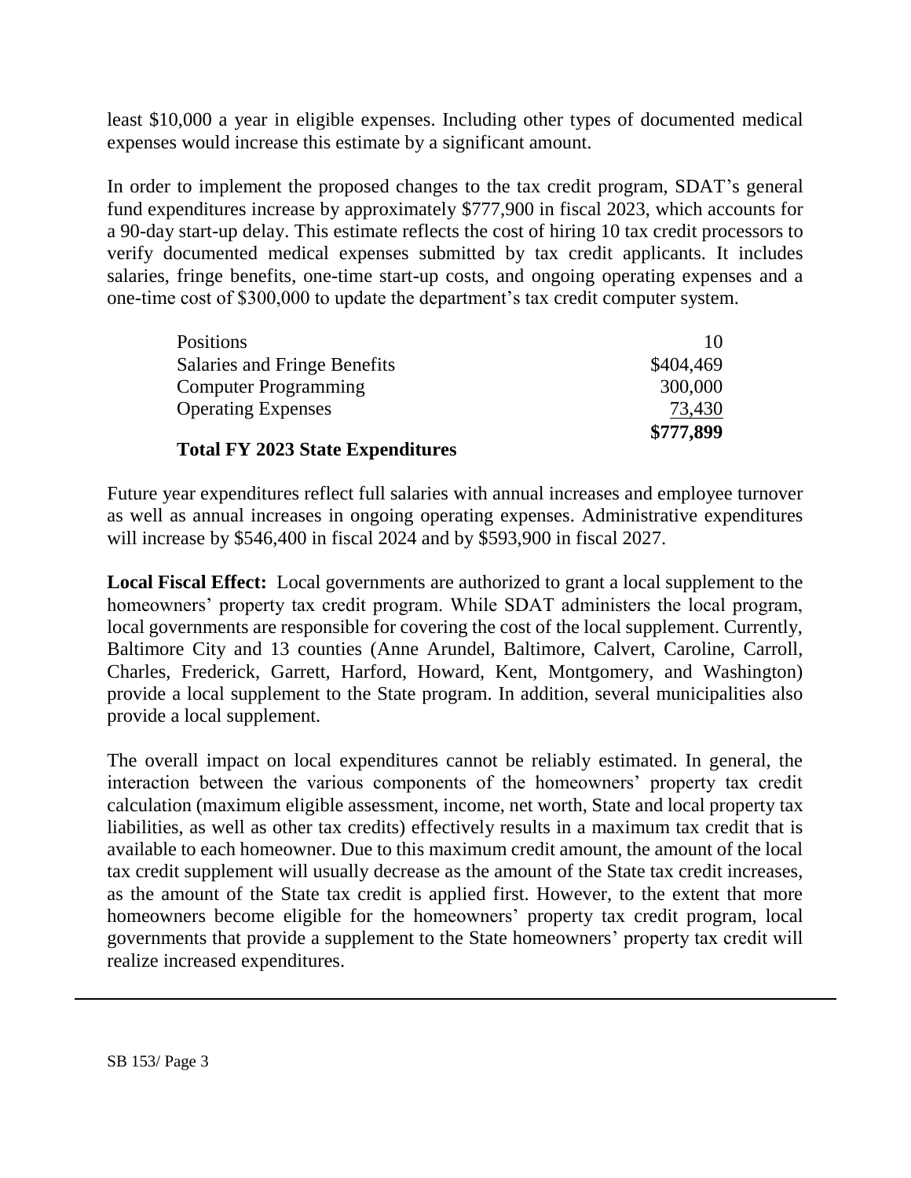least $10,000 a year in eligible expenses. Including other types of documented medical expenses would increase this estimate by a significant amount.

In order to implement the proposed changes to the tax credit program, SDAT's general fund expenditures increase by approximately $777,900 in fiscal 2023, which accounts for a 90-day start-up delay. This estimate reflects the cost of hiring 10 tax credit processors to verify documented medical expenses submitted by tax credit applicants. It includes salaries, fringe benefits, one-time start-up costs, and ongoing operating expenses and a one-time cost of $300,000 to update the department's tax credit computer system.

| | |
|---|---|
| Positions | 10 |
| Salaries and Fringe Benefits | $404,469 |
| Computer Programming | 300,000 |
| Operating Expenses | 73,430 |
| **Total FY 2023 State Expenditures** | **$777,899** |

Future year expenditures reflect full salaries with annual increases and employee turnover as well as annual increases in ongoing operating expenses. Administrative expenditures will increase by $546,400 in fiscal 2024 and by $593,900 in fiscal 2027.

**Local Fiscal Effect:** Local governments are authorized to grant a local supplement to the homeowners' property tax credit program. While SDAT administers the local program, local governments are responsible for covering the cost of the local supplement. Currently, Baltimore City and 13 counties (Anne Arundel, Baltimore, Calvert, Caroline, Carroll, Charles, Frederick, Garrett, Harford, Howard, Kent, Montgomery, and Washington) provide a local supplement to the State program. In addition, several municipalities also provide a local supplement.

The overall impact on local expenditures cannot be reliably estimated. In general, the interaction between the various components of the homeowners' property tax credit calculation (maximum eligible assessment, income, net worth, State and local property tax liabilities, as well as other tax credits) effectively results in a maximum tax credit that is available to each homeowner. Due to this maximum credit amount, the amount of the local tax credit supplement will usually decrease as the amount of the State tax credit increases, as the amount of the State tax credit is applied first. However, to the extent that more homeowners become eligible for the homeowners' property tax credit program, local governments that provide a supplement to the State homeowners' property tax credit will realize increased expenditures.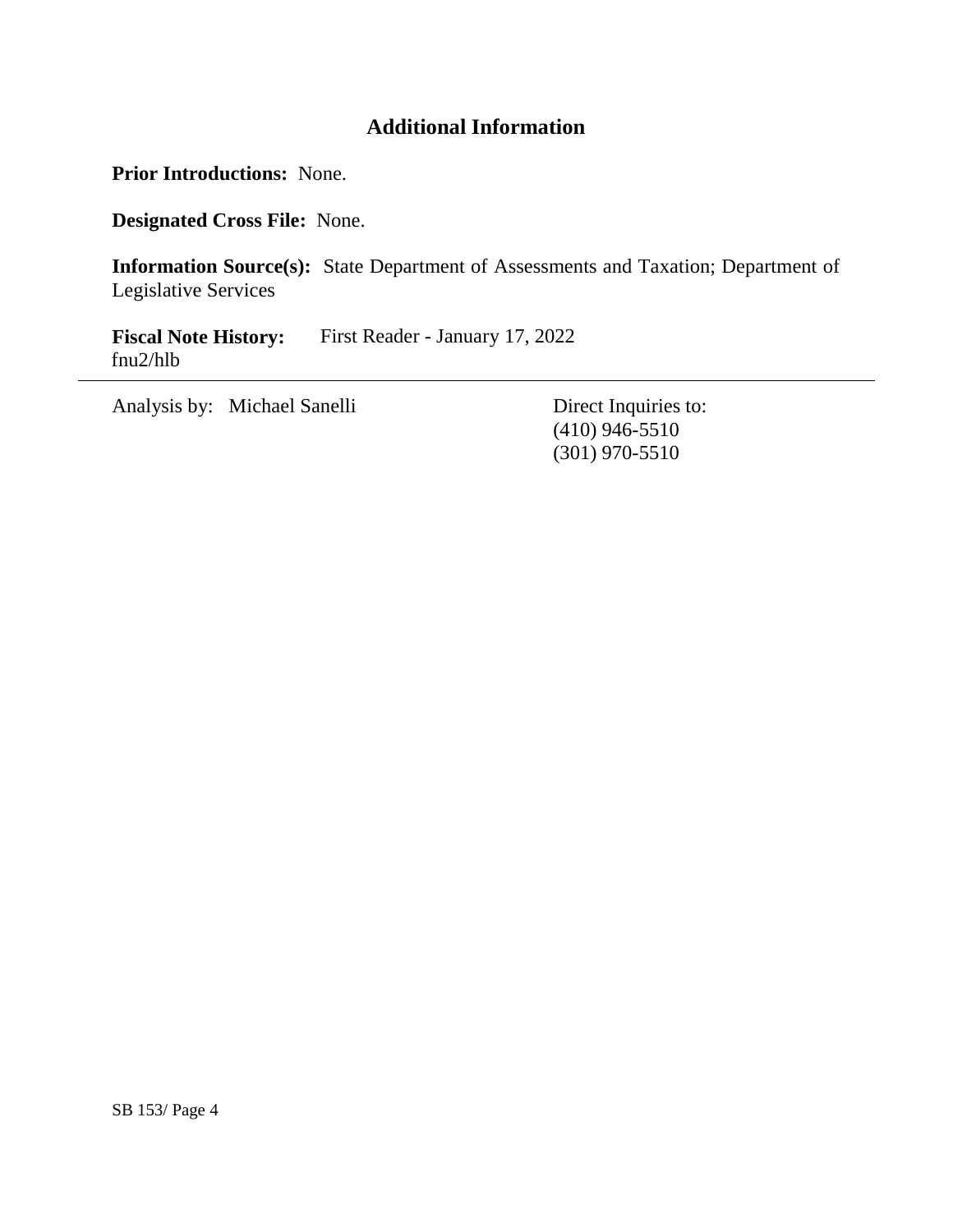## Additional Information

**Prior Introductions:** None.

**Designated Cross File:** None.

**Information Source(s):** State Department of Assessments and Taxation; Department of Legislative Services

**Fiscal Note History:** First Reader - January 17, 2022
fnu2/hlb

---

Analysis by: Michael Sanelli

Direct Inquiries to:
(410) 946-5510
(301) 970-5510